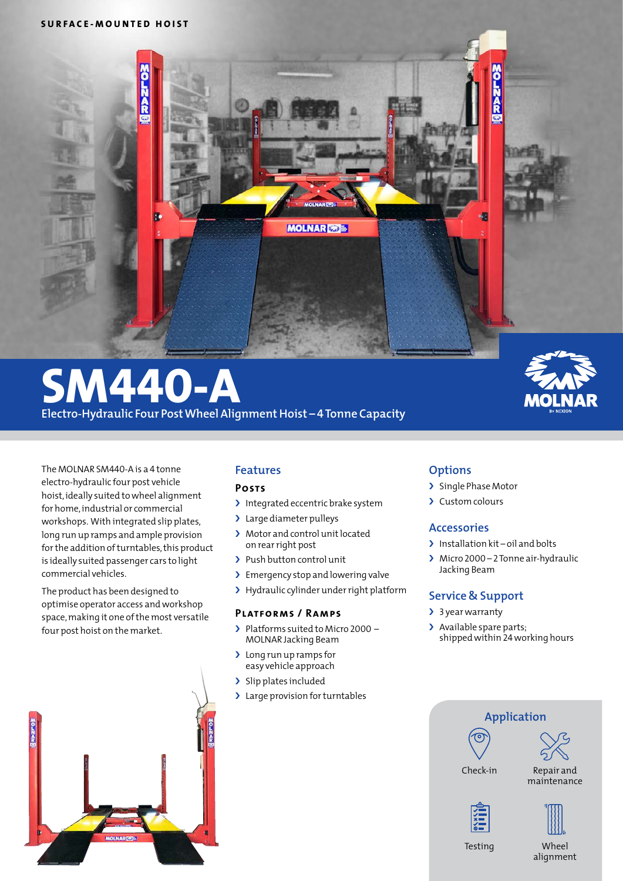SURFACE-MOUNTED HOIST

# SM440-A

Electro-Hydraulic Four Post Wheel Alignment Hoist – 4 Tonne Capacity

The MOLNAR SM440-A is a 4 tonne electro-hydraulic four post vehicle hoist, ideally suited to wheel alignment for home, industrial or commercial workshops. With integrated slip plates, long run up ramps and ample provision for the addition of turntables, this product is ideally suited passenger cars to light commercial vehicles.

The product has been designed to optimise operator access and workshop space, making it one of the most versatile four post hoist on the market.

## Features

### Posts

- Integrated eccentric brake system
- Large diameter pulleys
- Motor and control unit located on rear right post
- Push button control unit
- Emergency stop and lowering valve
- Hydraulic cylinder under right platform

### Platforms / Ramps

- Platforms suited to Micro 2000 – MOLNAR Jacking Beam
- Long run up ramps for easy vehicle approach
- Slip plates included
- Large provision for turntables

## Options

- Single Phase Motor
- Custom colours

## Accessories

- Installation kit – oil and bolts
- Micro 2000 – 2 Tonne air-hydraulic Jacking Beam

## Service & Support

- 3 year warranty
- Available spare parts; shipped within 24 working hours

## Application

- Check-in
- Repair and maintenance
- Testing
- Wheel alignment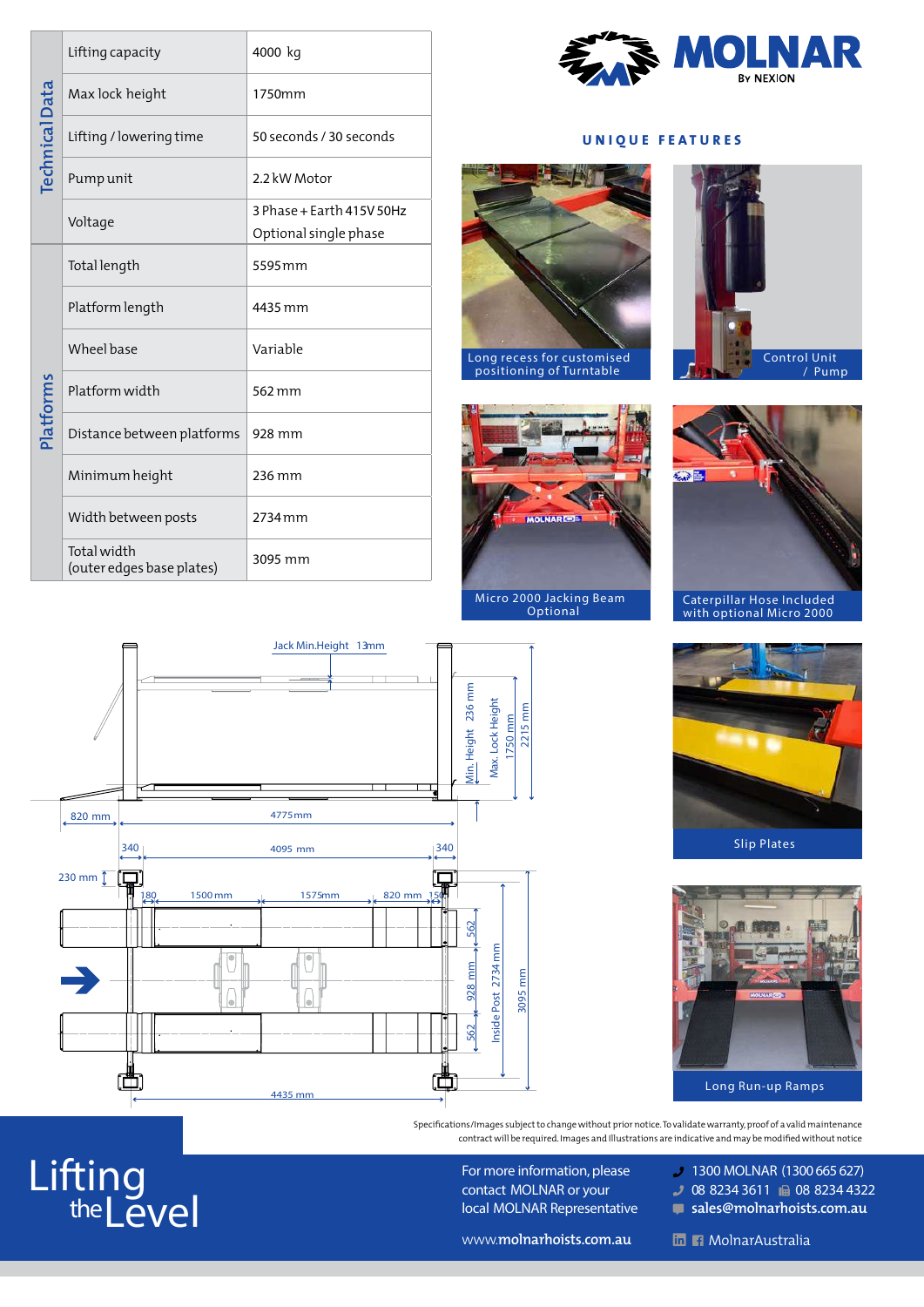| | | |
|---|---|---|
| Technical Data | Lifting capacity | 4000 kg |
| | Max lock height | 1750mm |
| | Lifting / lowering time | 50 seconds / 30 seconds |
| | Pump unit | 2.2 kW Motor |
| | Voltage | 3 Phase + Earth 415V 50Hz<br>Optional single phase |
| Platforms | Total length | 5595mm |
| | Platform length | 4435 mm |
| | Wheel base | Variable |
| | Platform width | 562 mm |
| | Distance between platforms | 928 mm |
| | Minimum height | 236 mm |
| | Width between posts | 2734mm |
| | Total width (outer edges base plates) | 3095 mm |

MOLNAR
By NEXION

## UNIQUE FEATURES

Long recess for customised positioning of Turntable

Control Unit / Pump

Micro 2000 Jacking Beam Optional

Caterpillar Hose Included with optional Micro 2000

Slip Plates

Long Run-up Ramps

Jack Min.Height 13mm

Min. Height 236 mm

Max. Lock Height 1750 mm

2215 mm

820 mm

4775mm

340

4095 mm

340

230 mm

180

1500 mm

1575mm

820 mm

150

562

928 mm

562

Inside Post 2734 mm

3095 mm

4435 mm

Specifications/Images subject to change without prior notice. To validate warranty, proof of a valid maintenance contract will be required. Images and illustrations are indicative and may be modified without notice

Lifting the Level

For more information, please contact MOLNAR or your local MOLNAR Representative

www.molnarhoists.com.au

1300 MOLNAR (1300 665 627)

08 8234 3611 08 8234 4322

sales@molnarhoists.com.au

MolnarAustralia